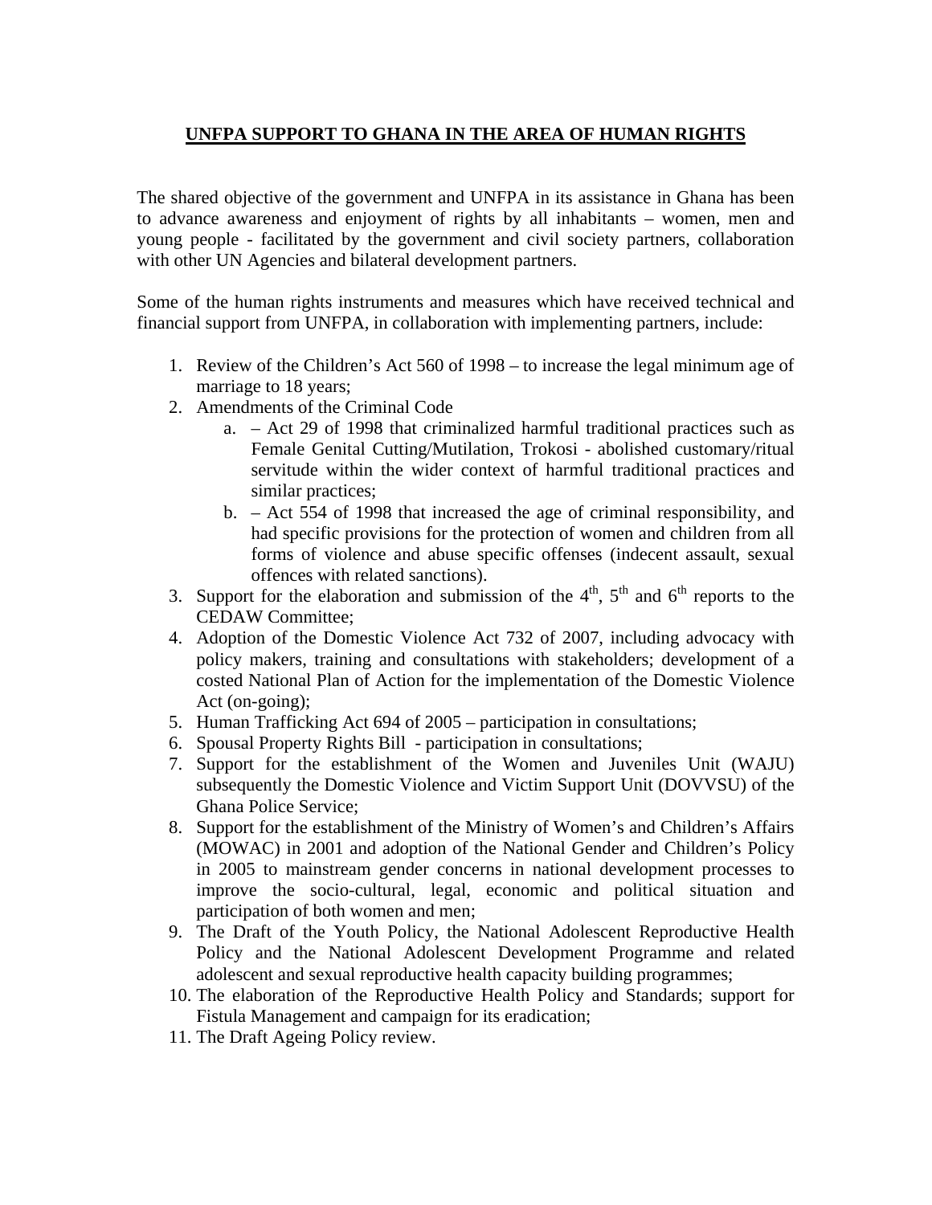# UNFPA SUPPORT TO GHANA IN THE AREA OF HUMAN RIGHTS

The shared objective of the government and UNFPA in its assistance in Ghana has been to advance awareness and enjoyment of rights by all inhabitants – women, men and young people - facilitated by the government and civil society partners, collaboration with other UN Agencies and bilateral development partners.

Some of the human rights instruments and measures which have received technical and financial support from UNFPA, in collaboration with implementing partners, include:

1. Review of the Children's Act 560 of 1998 – to increase the legal minimum age of marriage to 18 years;
2. Amendments of the Criminal Code
   a. – Act 29 of 1998 that criminalized harmful traditional practices such as Female Genital Cutting/Mutilation, Trokosi - abolished customary/ritual servitude within the wider context of harmful traditional practices and similar practices;
   b. – Act 554 of 1998 that increased the age of criminal responsibility, and had specific provisions for the protection of women and children from all forms of violence and abuse specific offenses (indecent assault, sexual offences with related sanctions).
3. Support for the elaboration and submission of the 4th, 5th and 6th reports to the CEDAW Committee;
4. Adoption of the Domestic Violence Act 732 of 2007, including advocacy with policy makers, training and consultations with stakeholders; development of a costed National Plan of Action for the implementation of the Domestic Violence Act (on-going);
5. Human Trafficking Act 694 of 2005 – participation in consultations;
6. Spousal Property Rights Bill - participation in consultations;
7. Support for the establishment of the Women and Juveniles Unit (WAJU) subsequently the Domestic Violence and Victim Support Unit (DOVVSU) of the Ghana Police Service;
8. Support for the establishment of the Ministry of Women's and Children's Affairs (MOWAC) in 2001 and adoption of the National Gender and Children's Policy in 2005 to mainstream gender concerns in national development processes to improve the socio-cultural, legal, economic and political situation and participation of both women and men;
9. The Draft of the Youth Policy, the National Adolescent Reproductive Health Policy and the National Adolescent Development Programme and related adolescent and sexual reproductive health capacity building programmes;
10. The elaboration of the Reproductive Health Policy and Standards; support for Fistula Management and campaign for its eradication;
11. The Draft Ageing Policy review.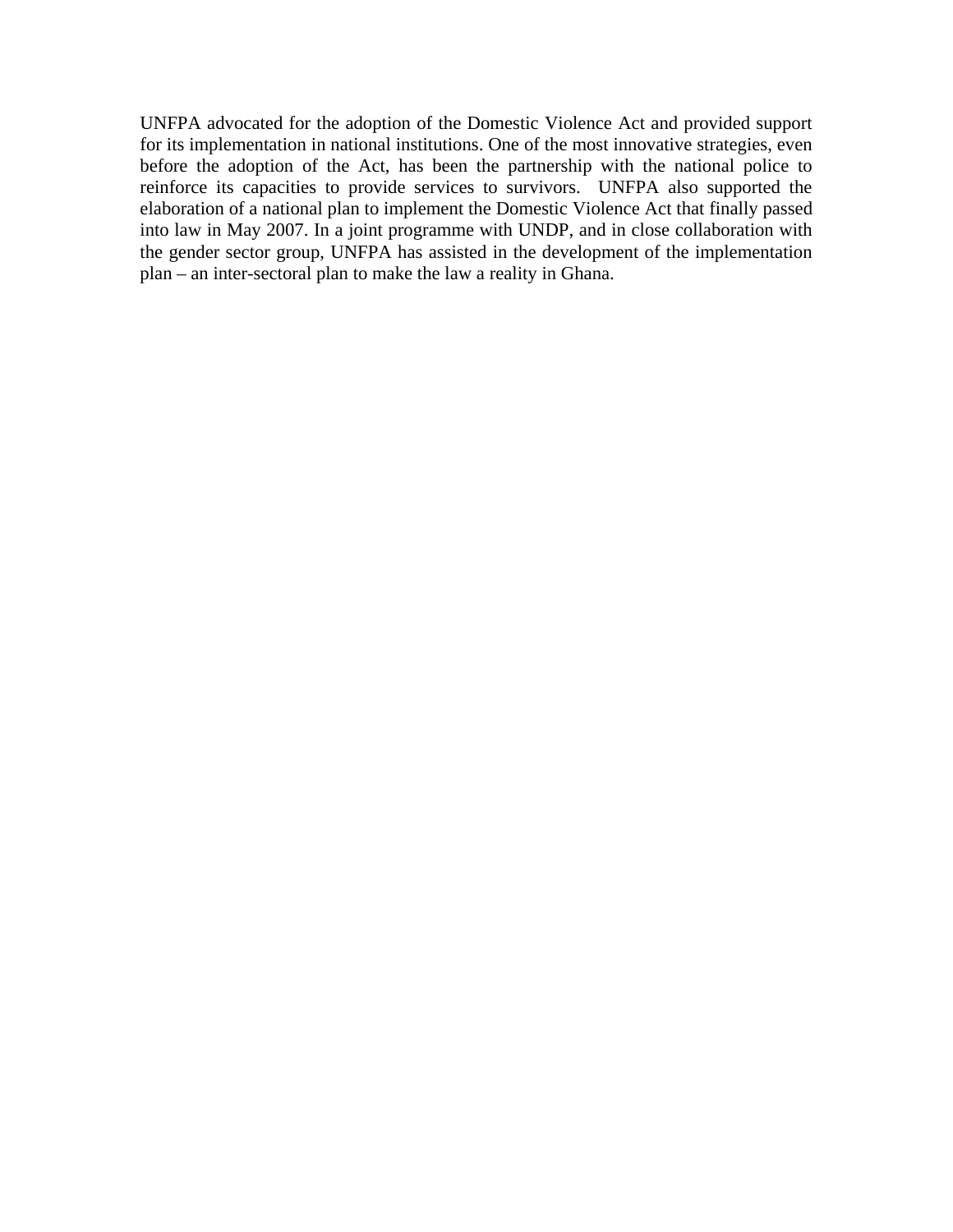UNFPA advocated for the adoption of the Domestic Violence Act and provided support for its implementation in national institutions. One of the most innovative strategies, even before the adoption of the Act, has been the partnership with the national police to reinforce its capacities to provide services to survivors. UNFPA also supported the elaboration of a national plan to implement the Domestic Violence Act that finally passed into law in May 2007. In a joint programme with UNDP, and in close collaboration with the gender sector group, UNFPA has assisted in the development of the implementation plan – an inter-sectoral plan to make the law a reality in Ghana.